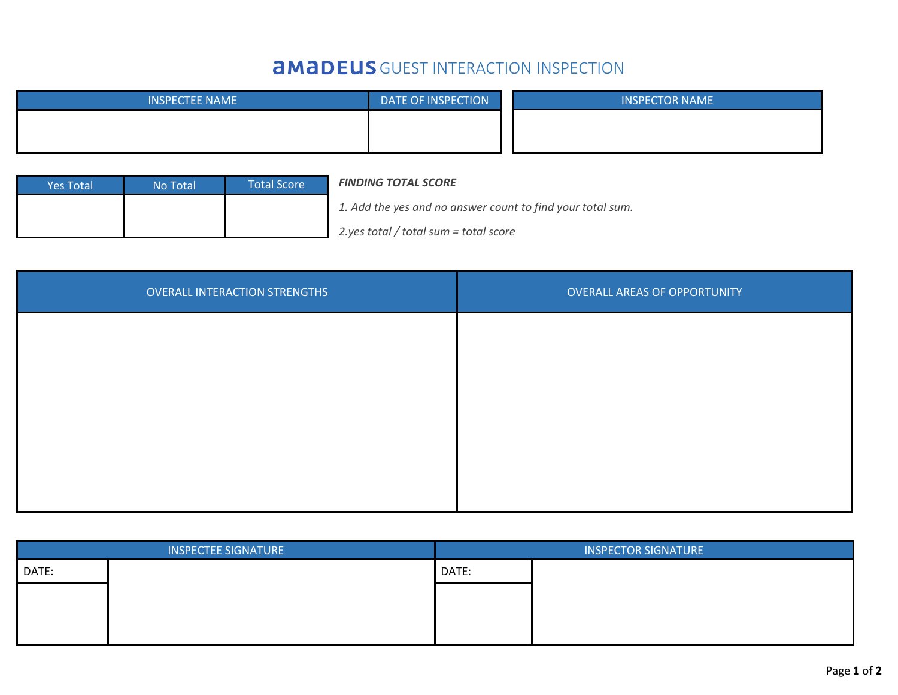# AMADEUS GUEST INTERACTION INSPECTION

| INSPECTEE NAME | DATE OF INSPECTION |
|---|---|
| | |

| INSPECTOR NAME |
|---|
| |

| Yes Total | No Total | Total Score |
|---|---|---|
| | | |

***FINDING TOTAL SCORE***

*1. Add the yes and no answer count to find your total sum.*

*2.yes total / total sum = total score*

| OVERALL INTERACTION STRENGTHS | OVERALL AREAS OF OPPORTUNITY |
|---|---|
| | |

| INSPECTEE SIGNATURE | | INSPECTOR SIGNATURE | |
|---|---|---|---|
| DATE: | | DATE: | |
| | | | |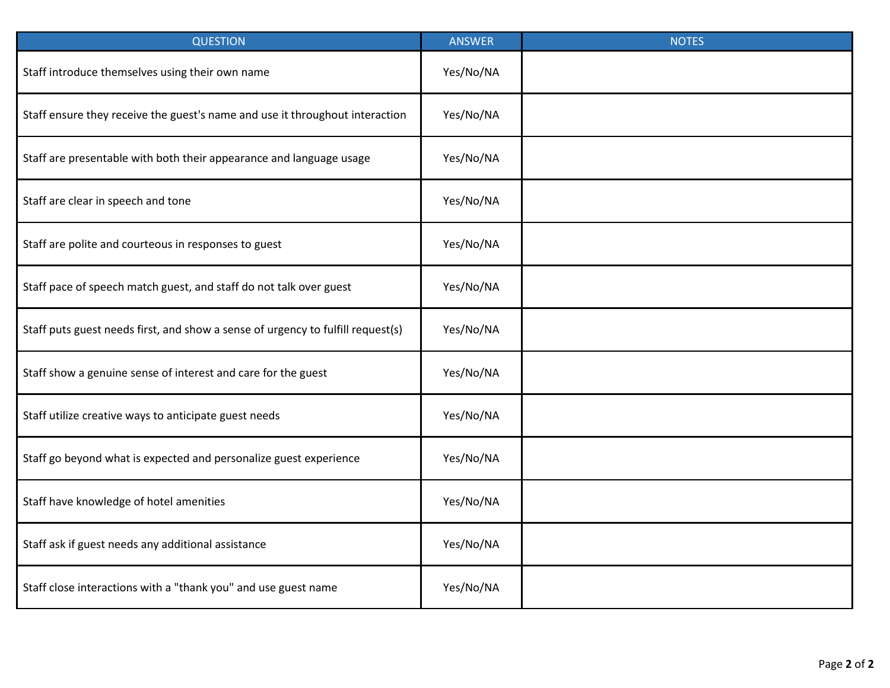| QUESTION | ANSWER | NOTES |
|---|---|---|
| Staff introduce themselves using their own name | Yes/No/NA | |
| Staff ensure they receive the guest's name and use it throughout interaction | Yes/No/NA | |
| Staff are presentable with both their appearance and language usage | Yes/No/NA | |
| Staff are clear in speech and tone | Yes/No/NA | |
| Staff are polite and courteous in responses to guest | Yes/No/NA | |
| Staff pace of speech match guest, and staff do not talk over guest | Yes/No/NA | |
| Staff puts guest needs first, and show a sense of urgency to fulfill request(s) | Yes/No/NA | |
| Staff show a genuine sense of interest and care for the guest | Yes/No/NA | |
| Staff utilize creative ways to anticipate guest needs | Yes/No/NA | |
| Staff go beyond what is expected and personalize guest experience | Yes/No/NA | |
| Staff have knowledge of hotel amenities | Yes/No/NA | |
| Staff ask if guest needs any additional assistance | Yes/No/NA | |
| Staff close interactions with a "thank you" and use guest name | Yes/No/NA | |